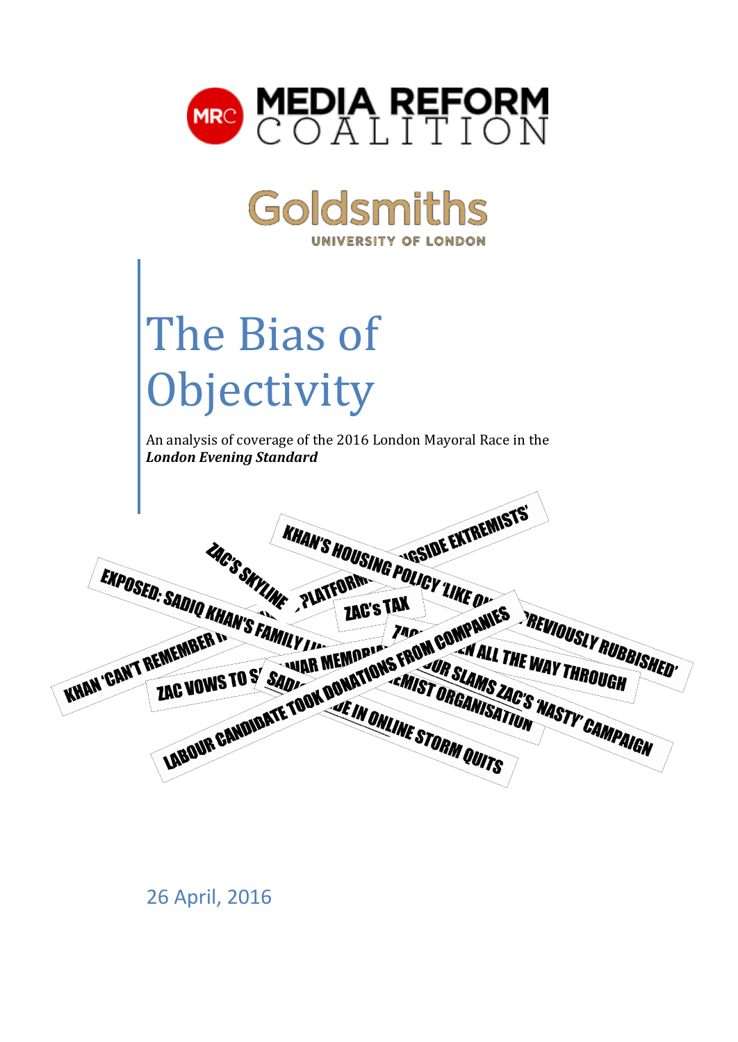MEDIA REFORM COALITION

Goldsmiths
UNIVERSITY OF LONDON

# The Bias of Objectivity

An analysis of coverage of the 2016 London Mayoral Race in the ***London Evening Standard***

26 April, 2016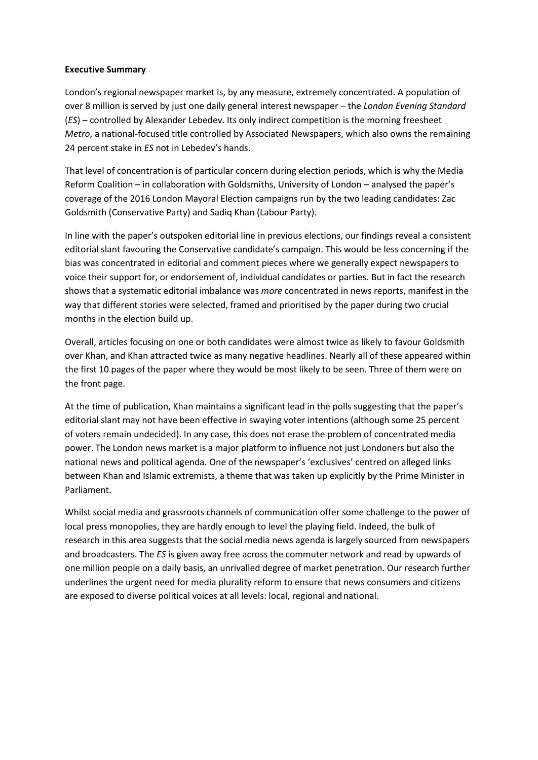**Executive Summary**

London's regional newspaper market is, by any measure, extremely concentrated. A population of over 8 million is served by just one daily general interest newspaper – the *London Evening Standard* (*ES*) – controlled by Alexander Lebedev. Its only indirect competition is the morning freesheet *Metro*, a national-focused title controlled by Associated Newspapers, which also owns the remaining 24 percent stake in *ES* not in Lebedev's hands.

That level of concentration is of particular concern during election periods, which is why the Media Reform Coalition – in collaboration with Goldsmiths, University of London – analysed the paper's coverage of the 2016 London Mayoral Election campaigns run by the two leading candidates: Zac Goldsmith (Conservative Party) and Sadiq Khan (Labour Party).

In line with the paper's outspoken editorial line in previous elections, our findings reveal a consistent editorial slant favouring the Conservative candidate's campaign. This would be less concerning if the bias was concentrated in editorial and comment pieces where we generally expect newspapers to voice their support for, or endorsement of, individual candidates or parties. But in fact the research shows that a systematic editorial imbalance was *more* concentrated in news reports, manifest in the way that different stories were selected, framed and prioritised by the paper during two crucial months in the election build up.

Overall, articles focusing on one or both candidates were almost twice as likely to favour Goldsmith over Khan, and Khan attracted twice as many negative headlines. Nearly all of these appeared within the first 10 pages of the paper where they would be most likely to be seen. Three of them were on the front page.

At the time of publication, Khan maintains a significant lead in the polls suggesting that the paper's editorial slant may not have been effective in swaying voter intentions (although some 25 percent of voters remain undecided). In any case, this does not erase the problem of concentrated media power. The London news market is a major platform to influence not just Londoners but also the national news and political agenda. One of the newspaper's 'exclusives' centred on alleged links between Khan and Islamic extremists, a theme that was taken up explicitly by the Prime Minister in Parliament.

Whilst social media and grassroots channels of communication offer some challenge to the power of local press monopolies, they are hardly enough to level the playing field. Indeed, the bulk of research in this area suggests that the social media news agenda is largely sourced from newspapers and broadcasters. The *ES* is given away free across the commuter network and read by upwards of one million people on a daily basis, an unrivalled degree of market penetration. Our research further underlines the urgent need for media plurality reform to ensure that news consumers and citizens are exposed to diverse political voices at all levels: local, regional and national.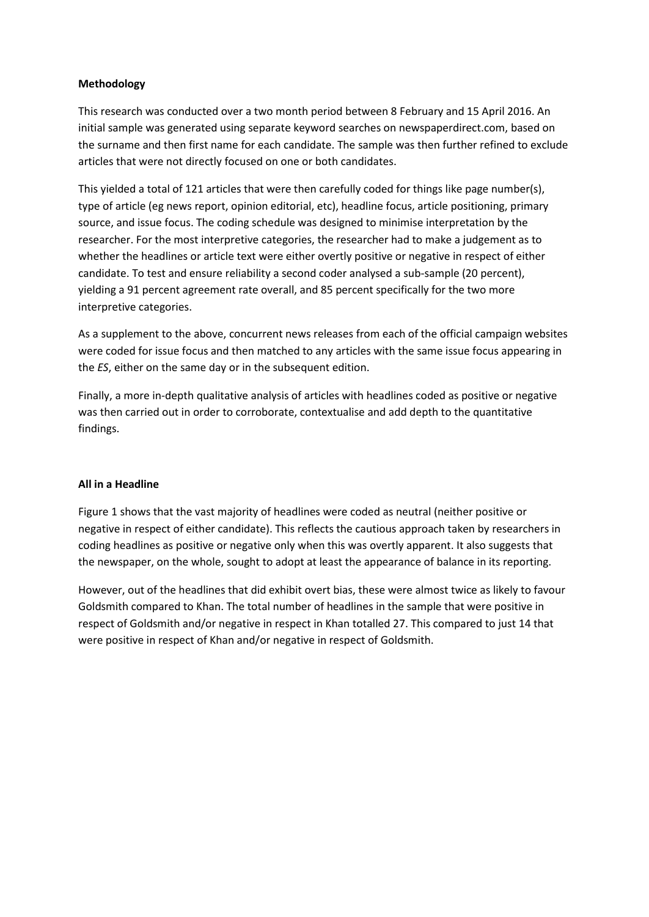**Methodology**

This research was conducted over a two month period between 8 February and 15 April 2016. An initial sample was generated using separate keyword searches on newspaperdirect.com, based on the surname and then first name for each candidate. The sample was then further refined to exclude articles that were not directly focused on one or both candidates.

This yielded a total of 121 articles that were then carefully coded for things like page number(s), type of article (eg news report, opinion editorial, etc), headline focus, article positioning, primary source, and issue focus. The coding schedule was designed to minimise interpretation by the researcher. For the most interpretive categories, the researcher had to make a judgement as to whether the headlines or article text were either overtly positive or negative in respect of either candidate. To test and ensure reliability a second coder analysed a sub-sample (20 percent), yielding a 91 percent agreement rate overall, and 85 percent specifically for the two more interpretive categories.

As a supplement to the above, concurrent news releases from each of the official campaign websites were coded for issue focus and then matched to any articles with the same issue focus appearing in the *ES*, either on the same day or in the subsequent edition.

Finally, a more in-depth qualitative analysis of articles with headlines coded as positive or negative was then carried out in order to corroborate, contextualise and add depth to the quantitative findings.

**All in a Headline**

Figure 1 shows that the vast majority of headlines were coded as neutral (neither positive or negative in respect of either candidate). This reflects the cautious approach taken by researchers in coding headlines as positive or negative only when this was overtly apparent. It also suggests that the newspaper, on the whole, sought to adopt at least the appearance of balance in its reporting.

However, out of the headlines that did exhibit overt bias, these were almost twice as likely to favour Goldsmith compared to Khan. The total number of headlines in the sample that were positive in respect of Goldsmith and/or negative in respect in Khan totalled 27. This compared to just 14 that were positive in respect of Khan and/or negative in respect of Goldsmith.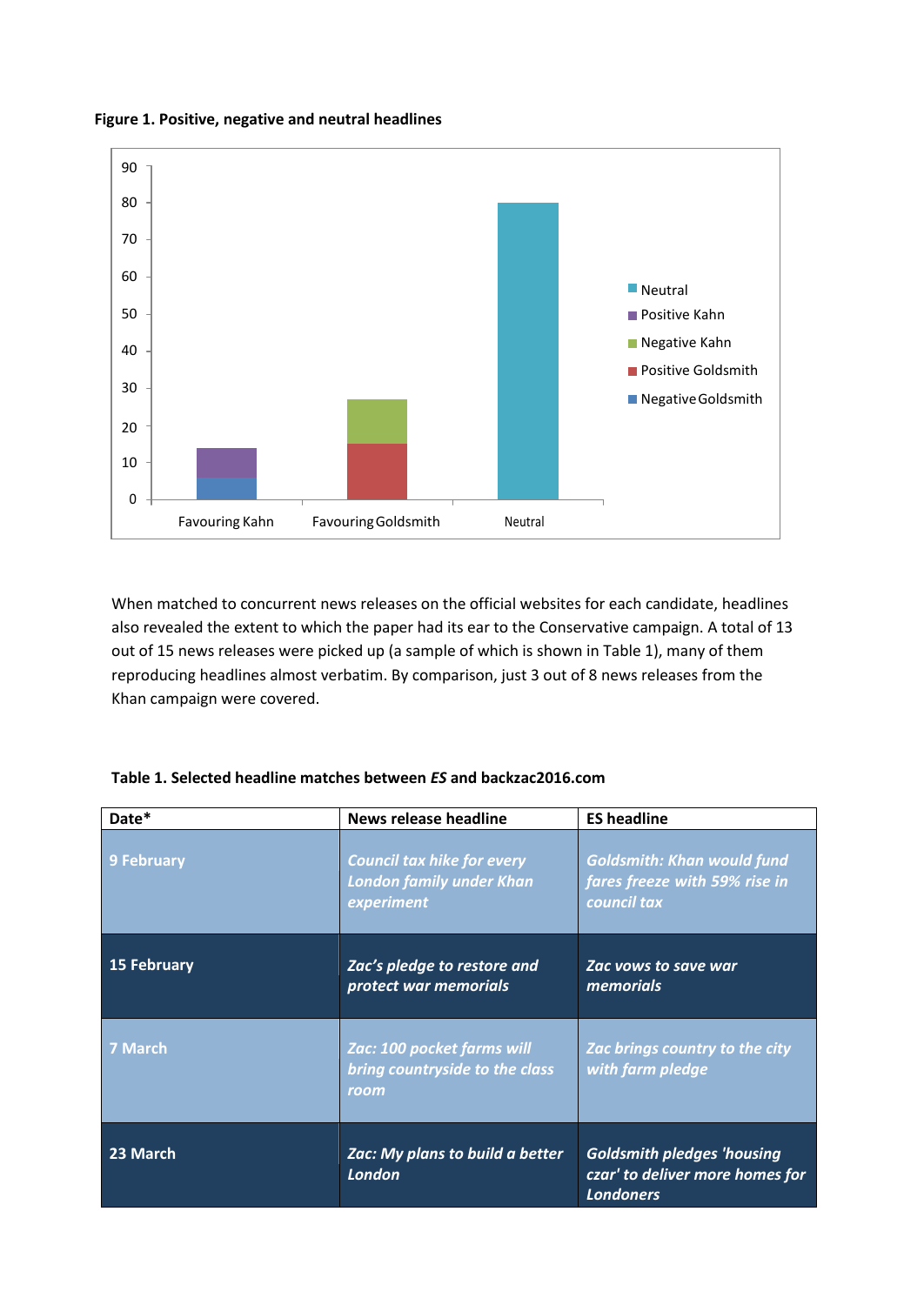**Figure 1. Positive, negative and neutral headlines**

When matched to concurrent news releases on the official websites for each candidate, headlines also revealed the extent to which the paper had its ear to the Conservative campaign. A total of 13 out of 15 news releases were picked up (a sample of which is shown in Table 1), many of them reproducing headlines almost verbatim. By comparison, just 3 out of 8 news releases from the Khan campaign were covered.

**Table 1. Selected headline matches between *ES* and backzac2016.com**

| Date* | News release headline | ES headline |
|---|---|---|
| 9 February | *Council tax hike for every London family under Khan experiment* | *Goldsmith: Khan would fund fares freeze with 59% rise in council tax* |
| 15 February | *Zac's pledge to restore and protect war memorials* | *Zac vows to save war memorials* |
| 7 March | *Zac: 100 pocket farms will bring countryside to the class room* | *Zac brings country to the city with farm pledge* |
| 23 March | *Zac: My plans to build a better London* | *Goldsmith pledges 'housing czar' to deliver more homes for Londoners* |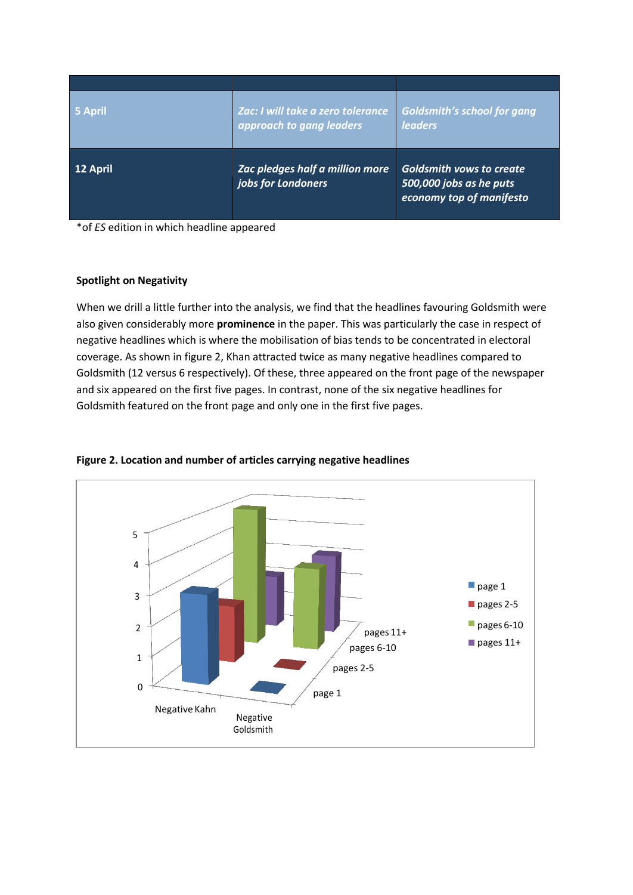| | | |
|---|---|---|
| 5 April | *Zac: I will take a zero tolerance approach to gang leaders* | *Goldsmith's school for gang leaders* |
| 12 April | *Zac pledges half a million more jobs for Londoners* | *Goldsmith vows to create 500,000 jobs as he puts economy top of manifesto* |

*of *ES* edition in which headline appeared

**Spotlight on Negativity**

When we drill a little further into the analysis, we find that the headlines favouring Goldsmith were also given considerably more **prominence** in the paper. This was particularly the case in respect of negative headlines which is where the mobilisation of bias tends to be concentrated in electoral coverage. As shown in figure 2, Khan attracted twice as many negative headlines compared to Goldsmith (12 versus 6 respectively). Of these, three appeared on the front page of the newspaper and six appeared on the first five pages. In contrast, none of the six negative headlines for Goldsmith featured on the front page and only one in the first five pages.

**Figure 2. Location and number of articles carrying negative headlines**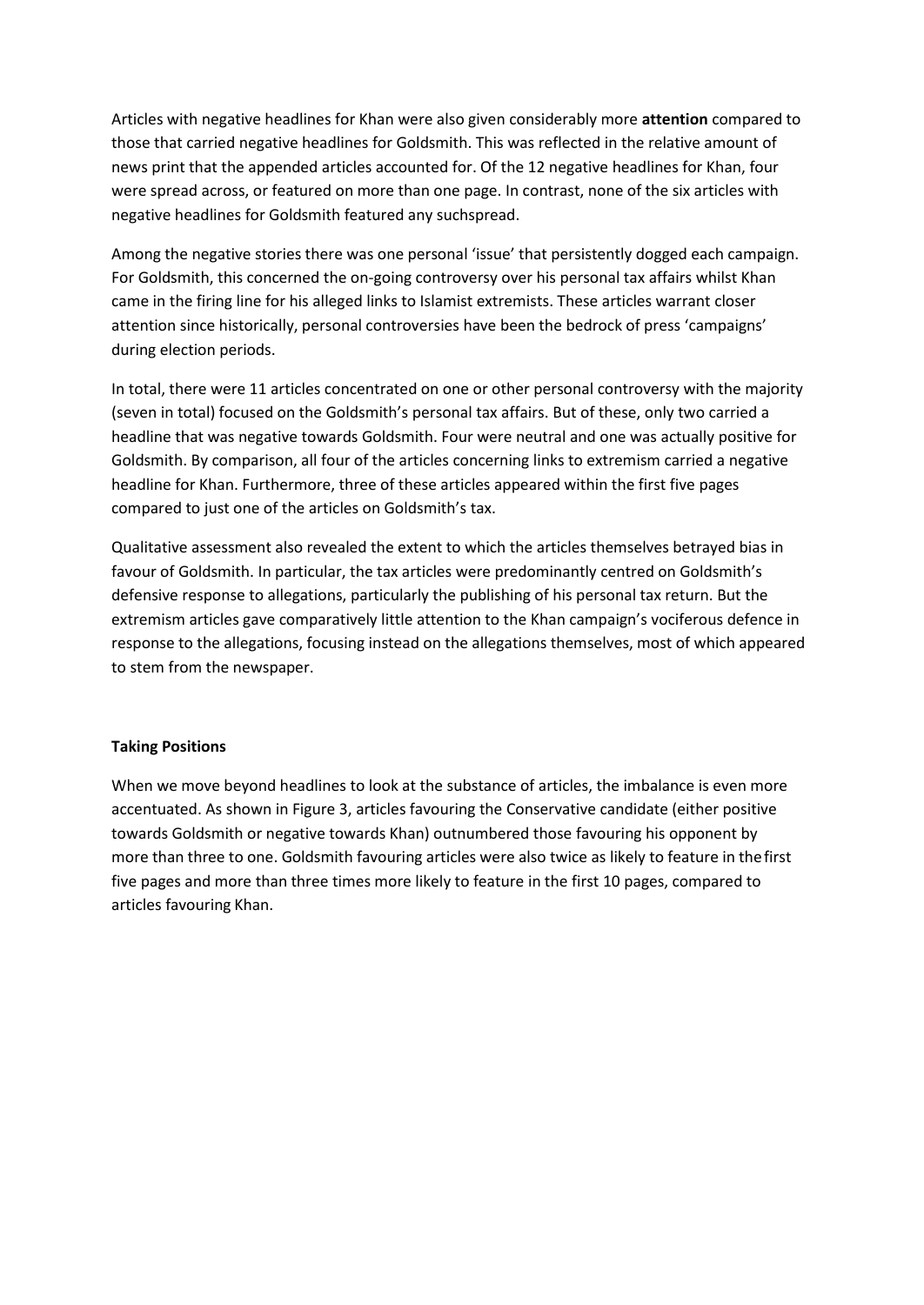Articles with negative headlines for Khan were also given considerably more **attention** compared to those that carried negative headlines for Goldsmith. This was reflected in the relative amount of news print that the appended articles accounted for. Of the 12 negative headlines for Khan, four were spread across, or featured on more than one page. In contrast, none of the six articles with negative headlines for Goldsmith featured any suchspread.

Among the negative stories there was one personal 'issue' that persistently dogged each campaign. For Goldsmith, this concerned the on-going controversy over his personal tax affairs whilst Khan came in the firing line for his alleged links to Islamist extremists. These articles warrant closer attention since historically, personal controversies have been the bedrock of press 'campaigns' during election periods.

In total, there were 11 articles concentrated on one or other personal controversy with the majority (seven in total) focused on the Goldsmith's personal tax affairs. But of these, only two carried a headline that was negative towards Goldsmith. Four were neutral and one was actually positive for Goldsmith. By comparison, all four of the articles concerning links to extremism carried a negative headline for Khan. Furthermore, three of these articles appeared within the first five pages compared to just one of the articles on Goldsmith's tax.

Qualitative assessment also revealed the extent to which the articles themselves betrayed bias in favour of Goldsmith. In particular, the tax articles were predominantly centred on Goldsmith's defensive response to allegations, particularly the publishing of his personal tax return. But the extremism articles gave comparatively little attention to the Khan campaign's vociferous defence in response to the allegations, focusing instead on the allegations themselves, most of which appeared to stem from the newspaper.

**Taking Positions**

When we move beyond headlines to look at the substance of articles, the imbalance is even more accentuated. As shown in Figure 3, articles favouring the Conservative candidate (either positive towards Goldsmith or negative towards Khan) outnumbered those favouring his opponent by more than three to one. Goldsmith favouring articles were also twice as likely to feature in the first five pages and more than three times more likely to feature in the first 10 pages, compared to articles favouring Khan.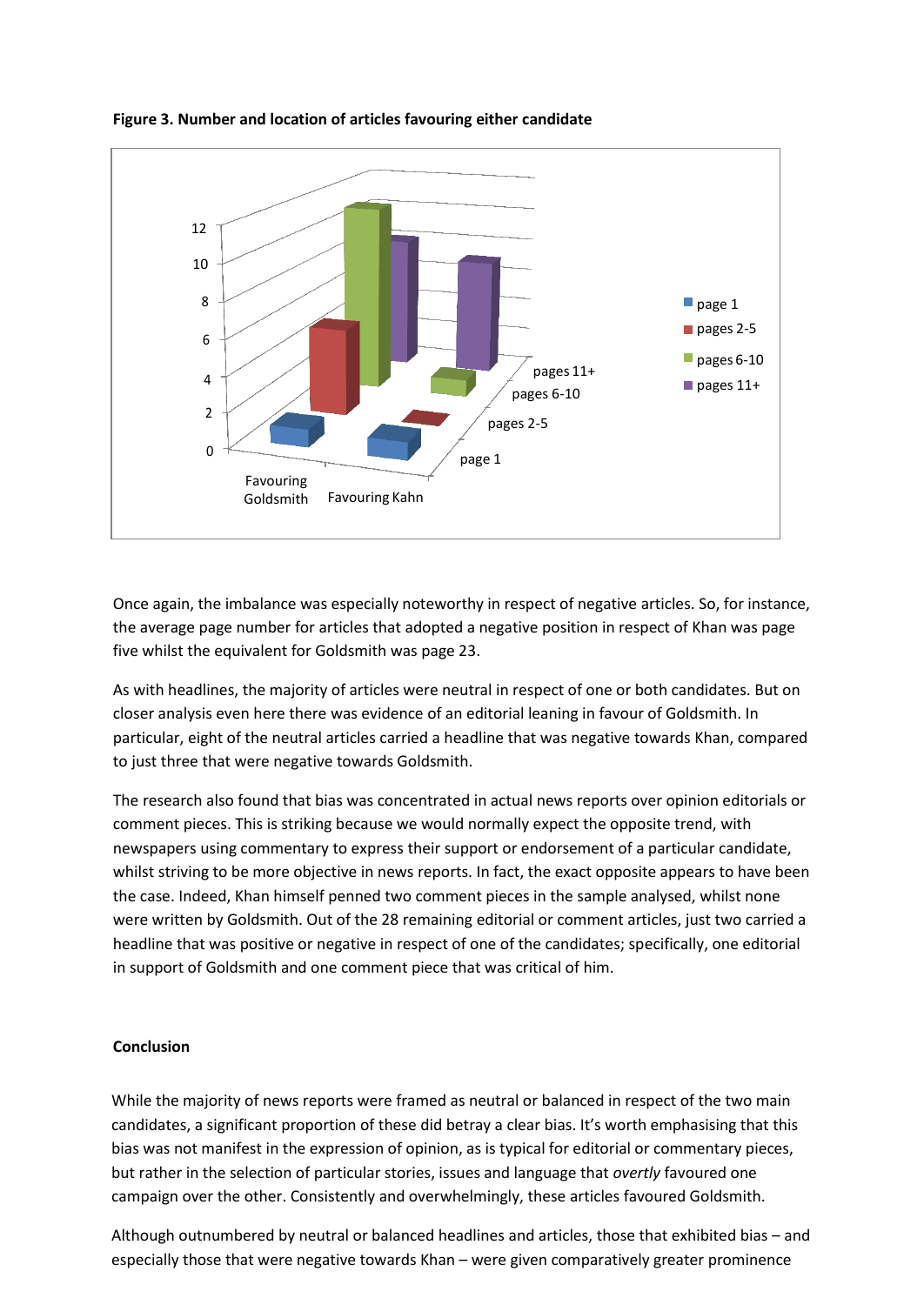**Figure 3. Number and location of articles favouring either candidate**

Once again, the imbalance was especially noteworthy in respect of negative articles. So, for instance, the average page number for articles that adopted a negative position in respect of Khan was page five whilst the equivalent for Goldsmith was page 23.

As with headlines, the majority of articles were neutral in respect of one or both candidates. But on closer analysis even here there was evidence of an editorial leaning in favour of Goldsmith. In particular, eight of the neutral articles carried a headline that was negative towards Khan, compared to just three that were negative towards Goldsmith.

The research also found that bias was concentrated in actual news reports over opinion editorials or comment pieces. This is striking because we would normally expect the opposite trend, with newspapers using commentary to express their support or endorsement of a particular candidate, whilst striving to be more objective in news reports. In fact, the exact opposite appears to have been the case. Indeed, Khan himself penned two comment pieces in the sample analysed, whilst none were written by Goldsmith. Out of the 28 remaining editorial or comment articles, just two carried a headline that was positive or negative in respect of one of the candidates; specifically, one editorial in support of Goldsmith and one comment piece that was critical of him.

## Conclusion

While the majority of news reports were framed as neutral or balanced in respect of the two main candidates, a significant proportion of these did betray a clear bias. It's worth emphasising that this bias was not manifest in the expression of opinion, as is typical for editorial or commentary pieces, but rather in the selection of particular stories, issues and language that *overtly* favoured one campaign over the other. Consistently and overwhelmingly, these articles favoured Goldsmith.

Although outnumbered by neutral or balanced headlines and articles, those that exhibited bias – and especially those that were negative towards Khan – were given comparatively greater prominence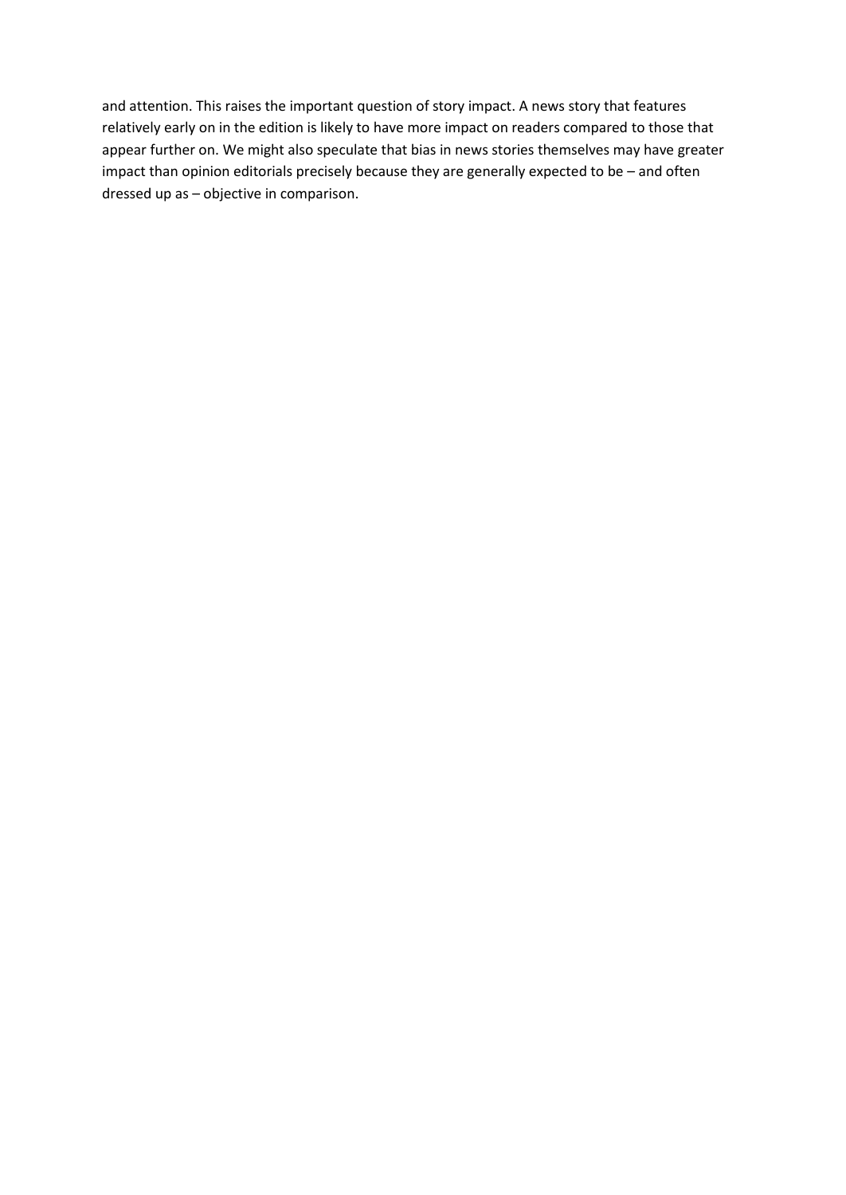and attention. This raises the important question of story impact. A news story that features relatively early on in the edition is likely to have more impact on readers compared to those that appear further on. We might also speculate that bias in news stories themselves may have greater impact than opinion editorials precisely because they are generally expected to be – and often dressed up as – objective in comparison.